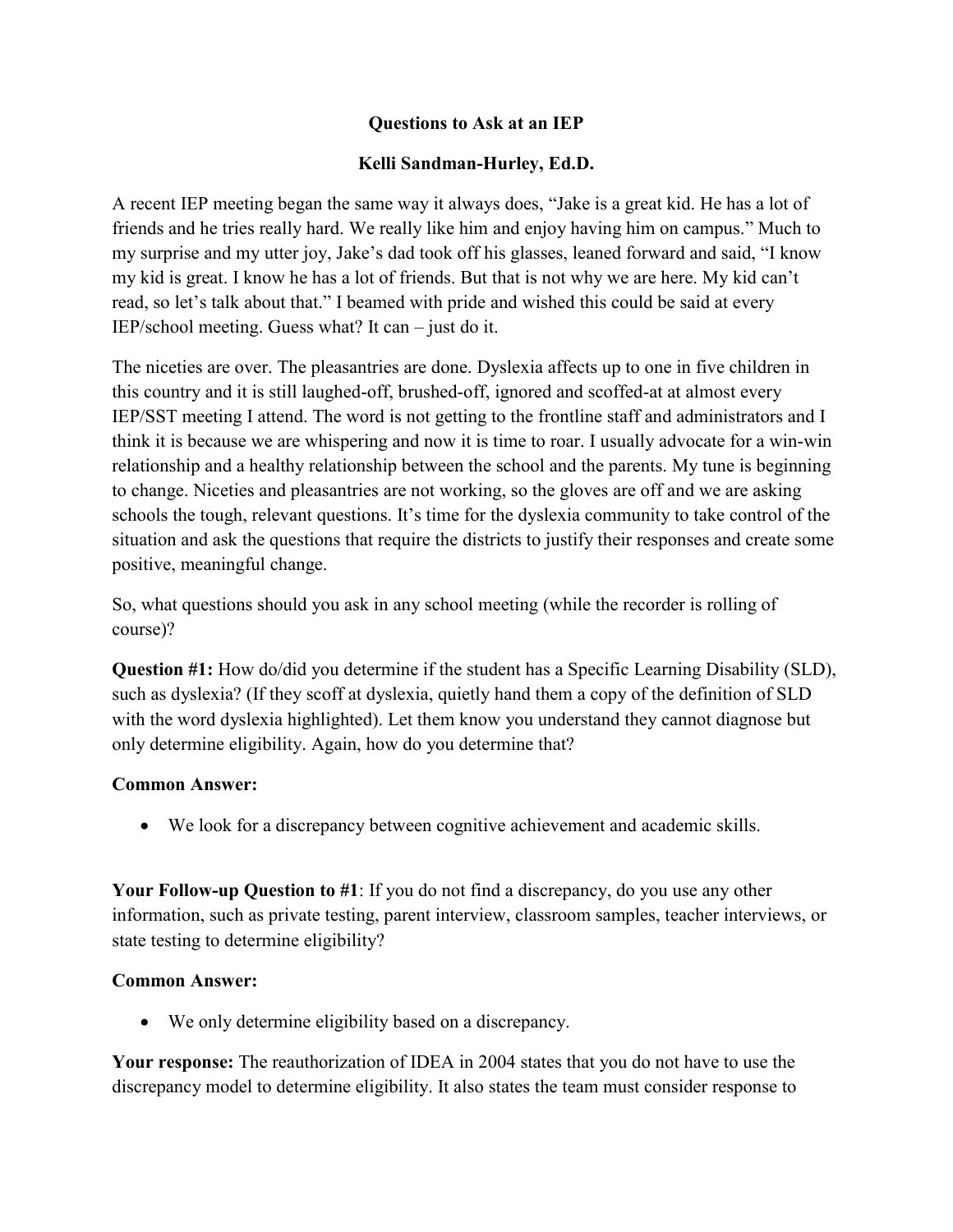# Questions to Ask at an IEP

## Kelli Sandman-Hurley, Ed.D.

A recent IEP meeting began the same way it always does, "Jake is a great kid. He has a lot of friends and he tries really hard. We really like him and enjoy having him on campus." Much to my surprise and my utter joy, Jake's dad took off his glasses, leaned forward and said, "I know my kid is great. I know he has a lot of friends. But that is not why we are here. My kid can't read, so let's talk about that." I beamed with pride and wished this could be said at every IEP/school meeting. Guess what? It can – just do it.

The niceties are over. The pleasantries are done. Dyslexia affects up to one in five children in this country and it is still laughed-off, brushed-off, ignored and scoffed-at at almost every IEP/SST meeting I attend. The word is not getting to the frontline staff and administrators and I think it is because we are whispering and now it is time to roar. I usually advocate for a win-win relationship and a healthy relationship between the school and the parents. My tune is beginning to change. Niceties and pleasantries are not working, so the gloves are off and we are asking schools the tough, relevant questions. It's time for the dyslexia community to take control of the situation and ask the questions that require the districts to justify their responses and create some positive, meaningful change.

So, what questions should you ask in any school meeting (while the recorder is rolling of course)?

**Question #1:** How do/did you determine if the student has a Specific Learning Disability (SLD), such as dyslexia? (If they scoff at dyslexia, quietly hand them a copy of the definition of SLD with the word dyslexia highlighted). Let them know you understand they cannot diagnose but only determine eligibility. Again, how do you determine that?

**Common Answer:**

- We look for a discrepancy between cognitive achievement and academic skills.

**Your Follow-up Question to #1**: If you do not find a discrepancy, do you use any other information, such as private testing, parent interview, classroom samples, teacher interviews, or state testing to determine eligibility?

**Common Answer:**

- We only determine eligibility based on a discrepancy.

**Your response:** The reauthorization of IDEA in 2004 states that you do not have to use the discrepancy model to determine eligibility. It also states the team must consider response to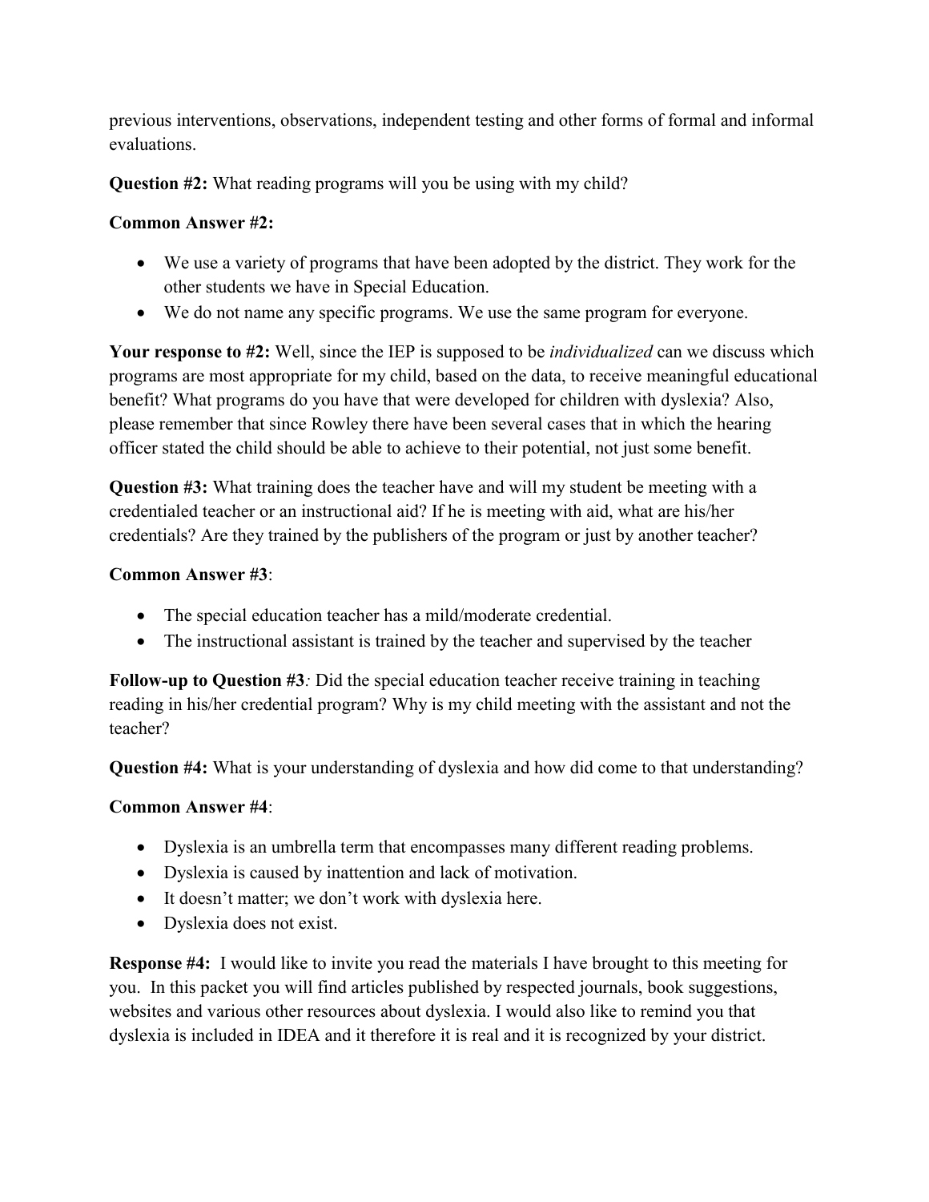previous interventions, observations, independent testing and other forms of formal and informal evaluations.

**Question #2:** What reading programs will you be using with my child?

**Common Answer #2:**

- We use a variety of programs that have been adopted by the district. They work for the other students we have in Special Education.
- We do not name any specific programs. We use the same program for everyone.

**Your response to #2:** Well, since the IEP is supposed to be *individualized* can we discuss which programs are most appropriate for my child, based on the data, to receive meaningful educational benefit? What programs do you have that were developed for children with dyslexia? Also, please remember that since Rowley there have been several cases that in which the hearing officer stated the child should be able to achieve to their potential, not just some benefit.

**Question #3:** What training does the teacher have and will my student be meeting with a credentialed teacher or an instructional aid? If he is meeting with aid, what are his/her credentials? Are they trained by the publishers of the program or just by another teacher?

**Common Answer #3**:

- The special education teacher has a mild/moderate credential.
- The instructional assistant is trained by the teacher and supervised by the teacher

**Follow-up to Question #3***:* Did the special education teacher receive training in teaching reading in his/her credential program? Why is my child meeting with the assistant and not the teacher?

**Question #4:** What is your understanding of dyslexia and how did come to that understanding?

**Common Answer #4**:

- Dyslexia is an umbrella term that encompasses many different reading problems.
- Dyslexia is caused by inattention and lack of motivation.
- It doesn't matter; we don't work with dyslexia here.
- Dyslexia does not exist.

**Response #4:** I would like to invite you read the materials I have brought to this meeting for you. In this packet you will find articles published by respected journals, book suggestions, websites and various other resources about dyslexia. I would also like to remind you that dyslexia is included in IDEA and it therefore it is real and it is recognized by your district.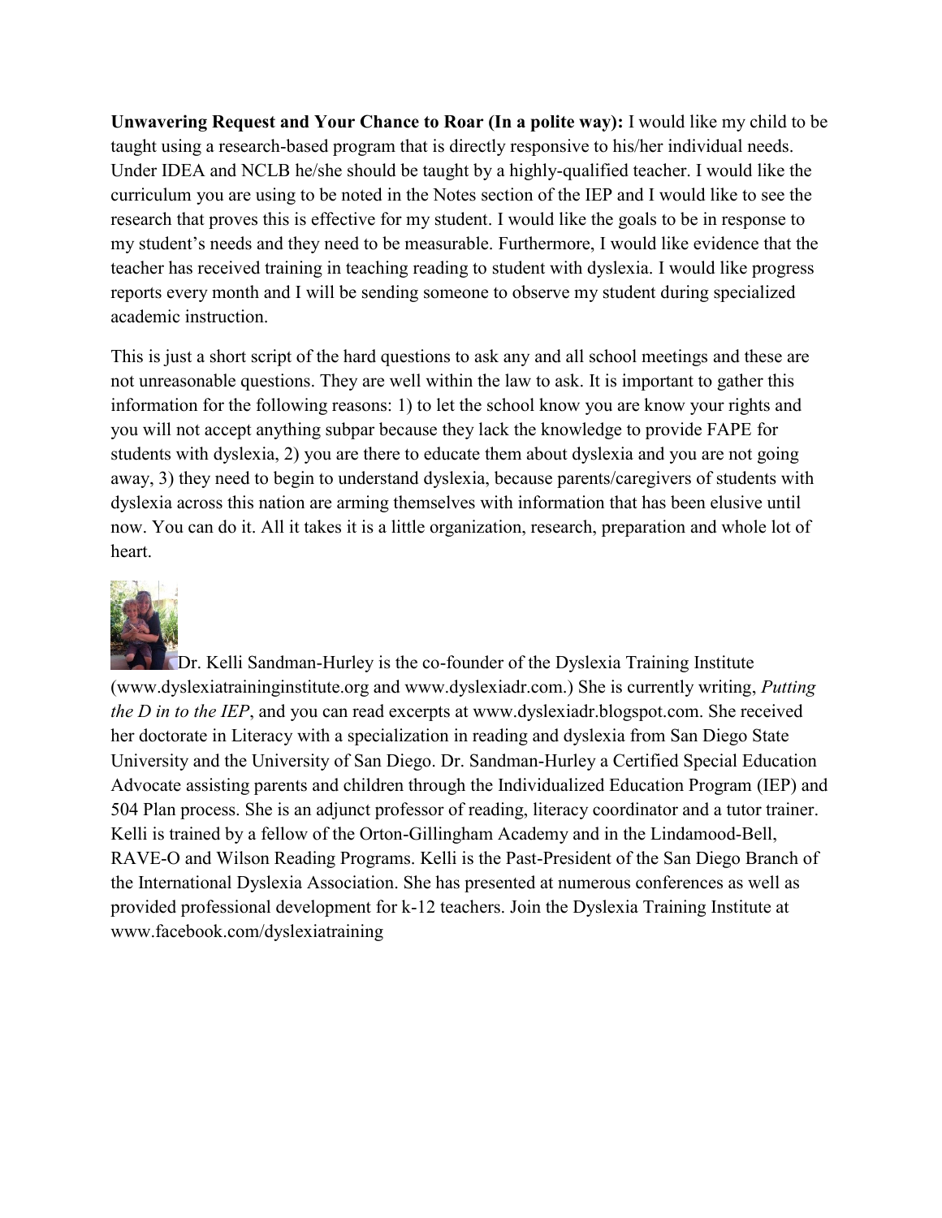**Unwavering Request and Your Chance to Roar (In a polite way):** I would like my child to be taught using a research-based program that is directly responsive to his/her individual needs. Under IDEA and NCLB he/she should be taught by a highly-qualified teacher. I would like the curriculum you are using to be noted in the Notes section of the IEP and I would like to see the research that proves this is effective for my student. I would like the goals to be in response to my student's needs and they need to be measurable. Furthermore, I would like evidence that the teacher has received training in teaching reading to student with dyslexia. I would like progress reports every month and I will be sending someone to observe my student during specialized academic instruction.

This is just a short script of the hard questions to ask any and all school meetings and these are not unreasonable questions. They are well within the law to ask. It is important to gather this information for the following reasons: 1) to let the school know you are know your rights and you will not accept anything subpar because they lack the knowledge to provide FAPE for students with dyslexia, 2) you are there to educate them about dyslexia and you are not going away, 3) they need to begin to understand dyslexia, because parents/caregivers of students with dyslexia across this nation are arming themselves with information that has been elusive until now. You can do it. All it takes it is a little organization, research, preparation and whole lot of heart.

Dr. Kelli Sandman-Hurley is the co-founder of the Dyslexia Training Institute (www.dyslexiatraininginstitute.org and www.dyslexiadr.com.) She is currently writing, *Putting the D in to the IEP*, and you can read excerpts at www.dyslexiadr.blogspot.com. She received her doctorate in Literacy with a specialization in reading and dyslexia from San Diego State University and the University of San Diego. Dr. Sandman-Hurley a Certified Special Education Advocate assisting parents and children through the Individualized Education Program (IEP) and 504 Plan process. She is an adjunct professor of reading, literacy coordinator and a tutor trainer. Kelli is trained by a fellow of the Orton-Gillingham Academy and in the Lindamood-Bell, RAVE-O and Wilson Reading Programs. Kelli is the Past-President of the San Diego Branch of the International Dyslexia Association. She has presented at numerous conferences as well as provided professional development for k-12 teachers. Join the Dyslexia Training Institute at www.facebook.com/dyslexiatraining